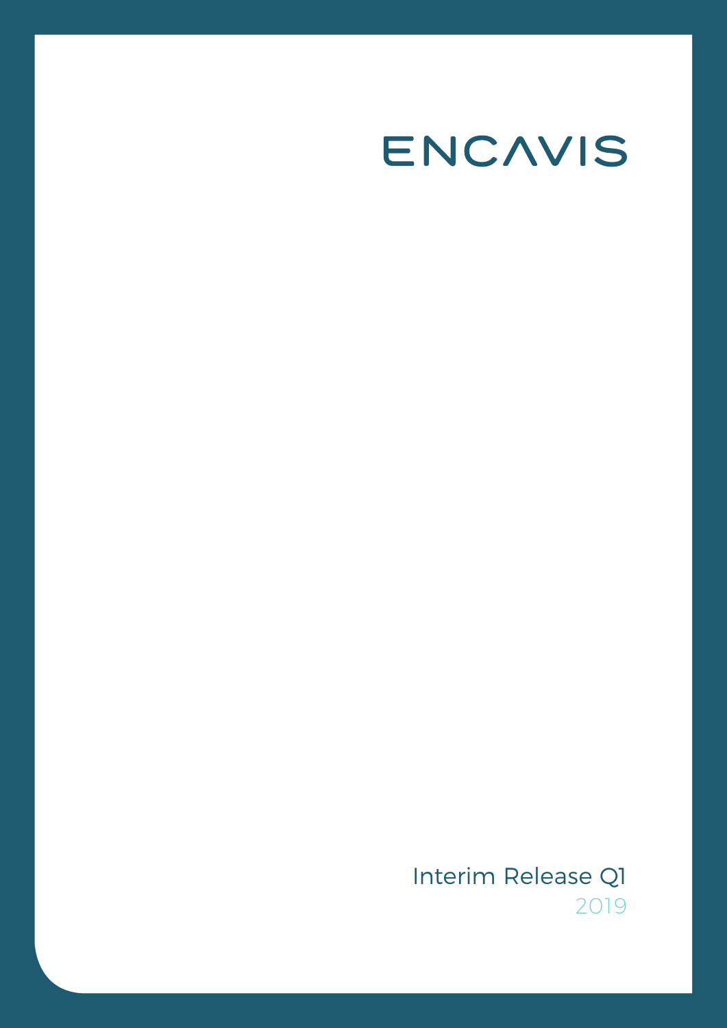# ENCAVIS

Interim Release Q1

2019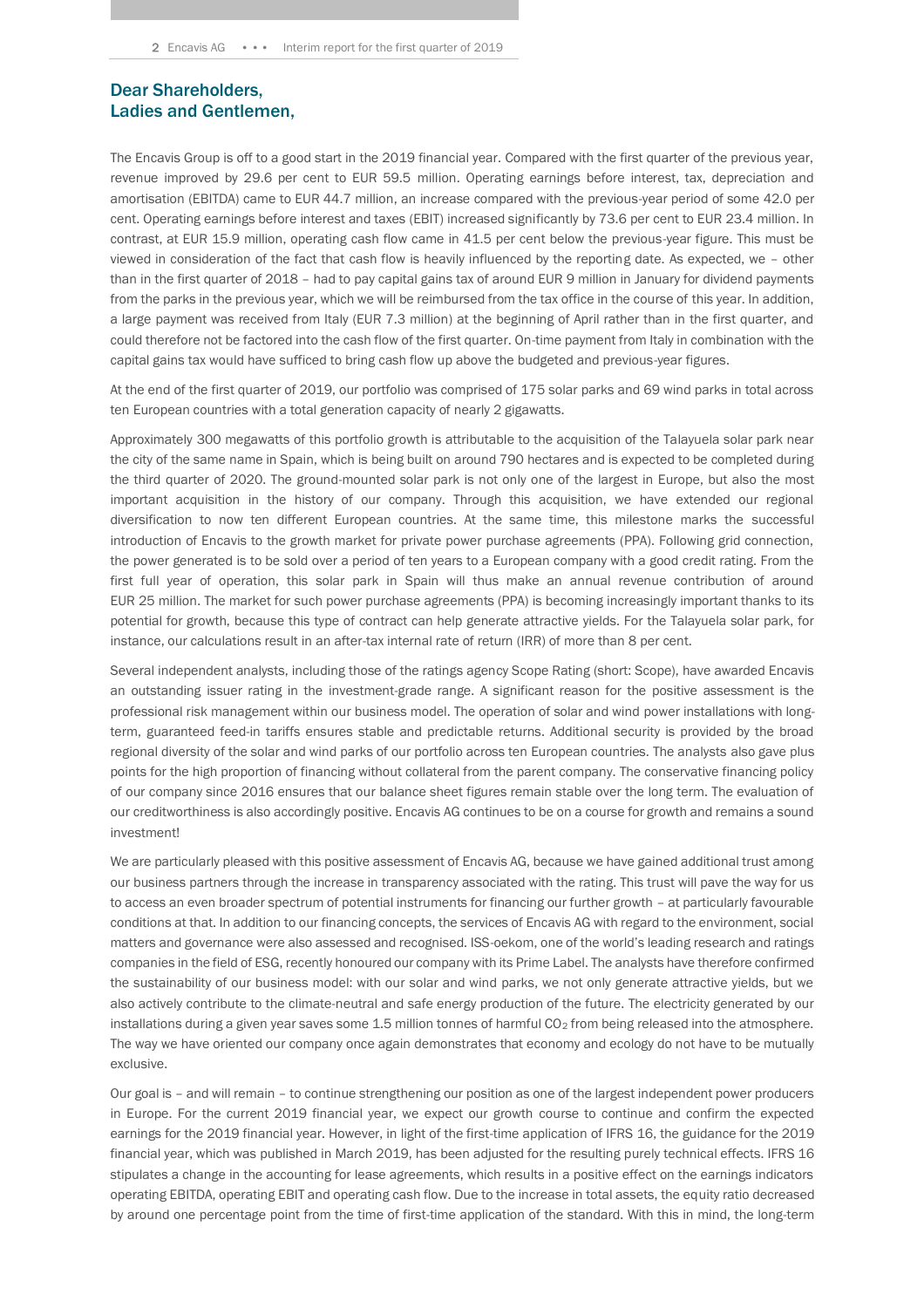## Dear Shareholders,
## Ladies and Gentlemen,

The Encavis Group is off to a good start in the 2019 financial year. Compared with the first quarter of the previous year, revenue improved by 29.6 per cent to EUR 59.5 million. Operating earnings before interest, tax, depreciation and amortisation (EBITDA) came to EUR 44.7 million, an increase compared with the previous-year period of some 42.0 per cent. Operating earnings before interest and taxes (EBIT) increased significantly by 73.6 per cent to EUR 23.4 million. In contrast, at EUR 15.9 million, operating cash flow came in 41.5 per cent below the previous-year figure. This must be viewed in consideration of the fact that cash flow is heavily influenced by the reporting date. As expected, we – other than in the first quarter of 2018 – had to pay capital gains tax of around EUR 9 million in January for dividend payments from the parks in the previous year, which we will be reimbursed from the tax office in the course of this year. In addition, a large payment was received from Italy (EUR 7.3 million) at the beginning of April rather than in the first quarter, and could therefore not be factored into the cash flow of the first quarter. On-time payment from Italy in combination with the capital gains tax would have sufficed to bring cash flow up above the budgeted and previous-year figures.

At the end of the first quarter of 2019, our portfolio was comprised of 175 solar parks and 69 wind parks in total across ten European countries with a total generation capacity of nearly 2 gigawatts.

Approximately 300 megawatts of this portfolio growth is attributable to the acquisition of the Talayuela solar park near the city of the same name in Spain, which is being built on around 790 hectares and is expected to be completed during the third quarter of 2020. The ground-mounted solar park is not only one of the largest in Europe, but also the most important acquisition in the history of our company. Through this acquisition, we have extended our regional diversification to now ten different European countries. At the same time, this milestone marks the successful introduction of Encavis to the growth market for private power purchase agreements (PPA). Following grid connection, the power generated is to be sold over a period of ten years to a European company with a good credit rating. From the first full year of operation, this solar park in Spain will thus make an annual revenue contribution of around EUR 25 million. The market for such power purchase agreements (PPA) is becoming increasingly important thanks to its potential for growth, because this type of contract can help generate attractive yields. For the Talayuela solar park, for instance, our calculations result in an after-tax internal rate of return (IRR) of more than 8 per cent.

Several independent analysts, including those of the ratings agency Scope Rating (short: Scope), have awarded Encavis an outstanding issuer rating in the investment-grade range. A significant reason for the positive assessment is the professional risk management within our business model. The operation of solar and wind power installations with long-term, guaranteed feed-in tariffs ensures stable and predictable returns. Additional security is provided by the broad regional diversity of the solar and wind parks of our portfolio across ten European countries. The analysts also gave plus points for the high proportion of financing without collateral from the parent company. The conservative financing policy of our company since 2016 ensures that our balance sheet figures remain stable over the long term. The evaluation of our creditworthiness is also accordingly positive. Encavis AG continues to be on a course for growth and remains a sound investment!

We are particularly pleased with this positive assessment of Encavis AG, because we have gained additional trust among our business partners through the increase in transparency associated with the rating. This trust will pave the way for us to access an even broader spectrum of potential instruments for financing our further growth – at particularly favourable conditions at that. In addition to our financing concepts, the services of Encavis AG with regard to the environment, social matters and governance were also assessed and recognised. ISS-oekom, one of the world's leading research and ratings companies in the field of ESG, recently honoured our company with its Prime Label. The analysts have therefore confirmed the sustainability of our business model: with our solar and wind parks, we not only generate attractive yields, but we also actively contribute to the climate-neutral and safe energy production of the future. The electricity generated by our installations during a given year saves some 1.5 million tonnes of harmful $CO_2$ from being released into the atmosphere. The way we have oriented our company once again demonstrates that economy and ecology do not have to be mutually exclusive.

Our goal is – and will remain – to continue strengthening our position as one of the largest independent power producers in Europe. For the current 2019 financial year, we expect our growth course to continue and confirm the expected earnings for the 2019 financial year. However, in light of the first-time application of IFRS 16, the guidance for the 2019 financial year, which was published in March 2019, has been adjusted for the resulting purely technical effects. IFRS 16 stipulates a change in the accounting for lease agreements, which results in a positive effect on the earnings indicators operating EBITDA, operating EBIT and operating cash flow. Due to the increase in total assets, the equity ratio decreased by around one percentage point from the time of first-time application of the standard. With this in mind, the long-term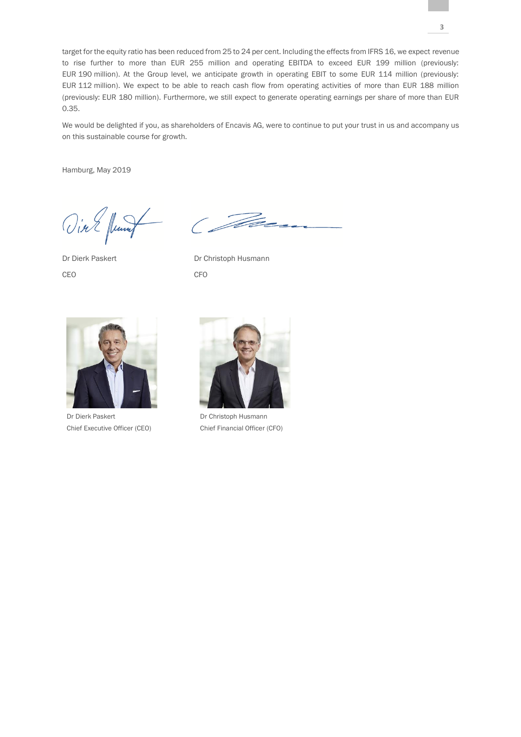target for the equity ratio has been reduced from 25 to 24 per cent. Including the effects from IFRS 16, we expect revenue to rise further to more than EUR 255 million and operating EBITDA to exceed EUR 199 million (previously: EUR 190 million). At the Group level, we anticipate growth in operating EBIT to some EUR 114 million (previously: EUR 112 million). We expect to be able to reach cash flow from operating activities of more than EUR 188 million (previously: EUR 180 million). Furthermore, we still expect to generate operating earnings per share of more than EUR 0.35.

We would be delighted if you, as shareholders of Encavis AG, were to continue to put your trust in us and accompany us on this sustainable course for growth.

Hamburg, May 2019

| | |
|---|---|
| Dr Dierk Paskert | Dr Christoph Husmann |
| CEO | CFO |

| | |
|---|---|
| Dr Dierk Paskert<br>Chief Executive Officer (CEO) | Dr Christoph Husmann<br>Chief Financial Officer (CFO) |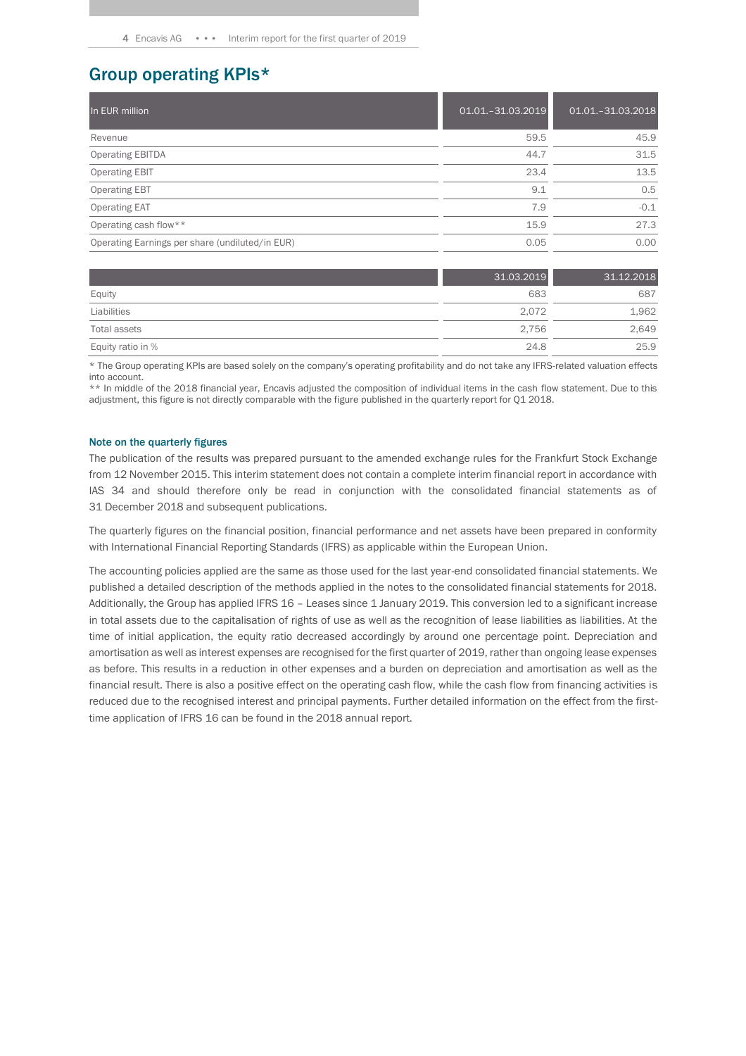## Group operating KPIs*

| In EUR million | 01.01.–31.03.2019 | 01.01.–31.03.2018 |
|---|---|---|
| Revenue | 59.5 | 45.9 |
| Operating EBITDA | 44.7 | 31.5 |
| Operating EBIT | 23.4 | 13.5 |
| Operating EBT | 9.1 | 0.5 |
| Operating EAT | 7.9 | -0.1 |
| Operating cash flow** | 15.9 | 27.3 |
| Operating Earnings per share (undiluted/in EUR) | 0.05 | 0.00 |

| | 31.03.2019 | 31.12.2018 |
|---|---|---|
| Equity | 683 | 687 |
| Liabilities | 2,072 | 1,962 |
| Total assets | 2,756 | 2,649 |
| Equity ratio in % | 24.8 | 25.9 |

* The Group operating KPIs are based solely on the company's operating profitability and do not take any IFRS-related valuation effects into account.
** In middle of the 2018 financial year, Encavis adjusted the composition of individual items in the cash flow statement. Due to this adjustment, this figure is not directly comparable with the figure published in the quarterly report for Q1 2018.

### Note on the quarterly figures

The publication of the results was prepared pursuant to the amended exchange rules for the Frankfurt Stock Exchange from 12 November 2015. This interim statement does not contain a complete interim financial report in accordance with IAS 34 and should therefore only be read in conjunction with the consolidated financial statements as of 31 December 2018 and subsequent publications.

The quarterly figures on the financial position, financial performance and net assets have been prepared in conformity with International Financial Reporting Standards (IFRS) as applicable within the European Union.

The accounting policies applied are the same as those used for the last year-end consolidated financial statements. We published a detailed description of the methods applied in the notes to the consolidated financial statements for 2018. Additionally, the Group has applied IFRS 16 – Leases since 1 January 2019. This conversion led to a significant increase in total assets due to the capitalisation of rights of use as well as the recognition of lease liabilities as liabilities. At the time of initial application, the equity ratio decreased accordingly by around one percentage point. Depreciation and amortisation as well as interest expenses are recognised for the first quarter of 2019, rather than ongoing lease expenses as before. This results in a reduction in other expenses and a burden on depreciation and amortisation as well as the financial result. There is also a positive effect on the operating cash flow, while the cash flow from financing activities is reduced due to the recognised interest and principal payments. Further detailed information on the effect from the first-time application of IFRS 16 can be found in the 2018 annual report.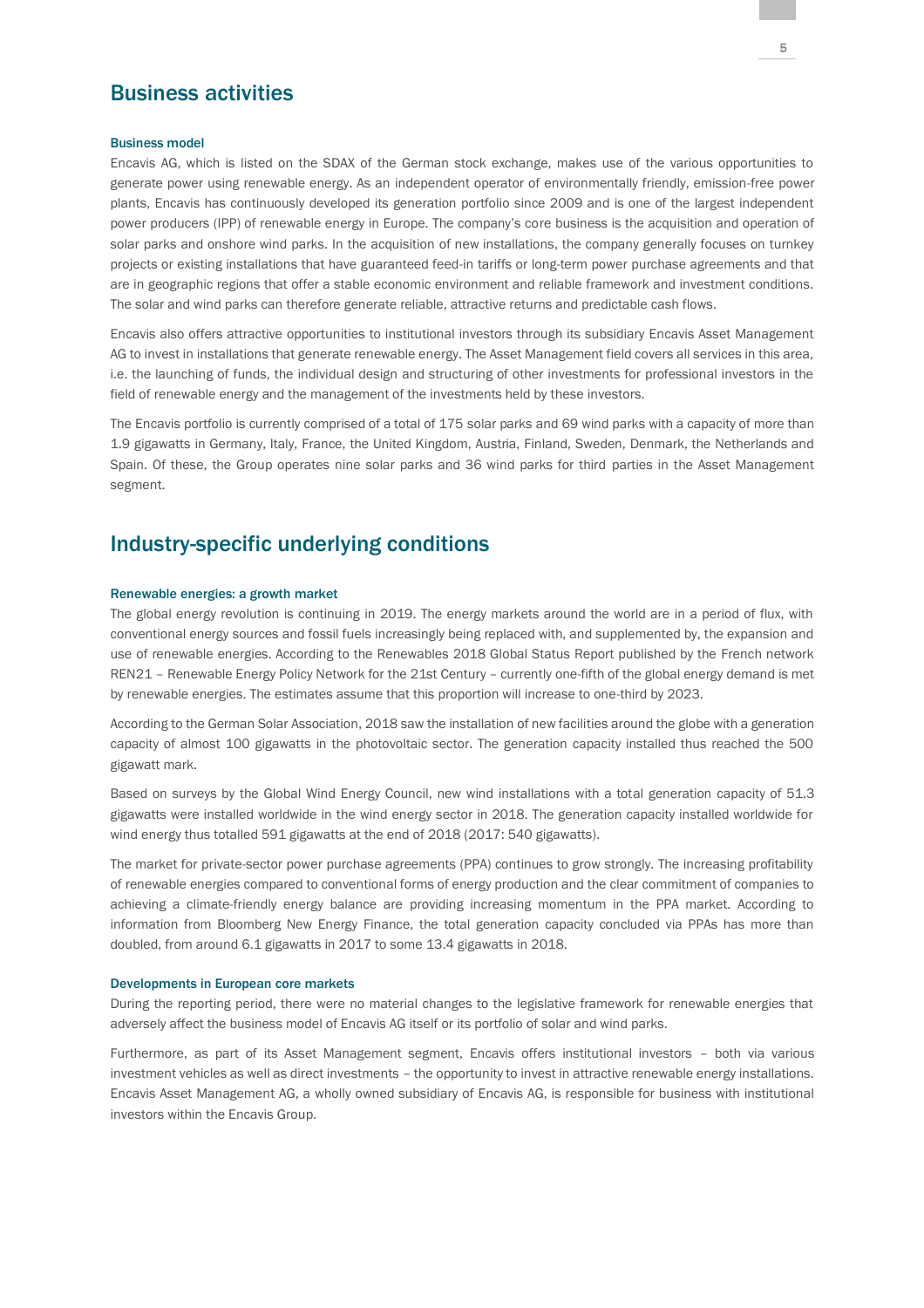## Business activities

### Business model

Encavis AG, which is listed on the SDAX of the German stock exchange, makes use of the various opportunities to generate power using renewable energy. As an independent operator of environmentally friendly, emission-free power plants, Encavis has continuously developed its generation portfolio since 2009 and is one of the largest independent power producers (IPP) of renewable energy in Europe. The company's core business is the acquisition and operation of solar parks and onshore wind parks. In the acquisition of new installations, the company generally focuses on turnkey projects or existing installations that have guaranteed feed-in tariffs or long-term power purchase agreements and that are in geographic regions that offer a stable economic environment and reliable framework and investment conditions. The solar and wind parks can therefore generate reliable, attractive returns and predictable cash flows.

Encavis also offers attractive opportunities to institutional investors through its subsidiary Encavis Asset Management AG to invest in installations that generate renewable energy. The Asset Management field covers all services in this area, i.e. the launching of funds, the individual design and structuring of other investments for professional investors in the field of renewable energy and the management of the investments held by these investors.

The Encavis portfolio is currently comprised of a total of 175 solar parks and 69 wind parks with a capacity of more than 1.9 gigawatts in Germany, Italy, France, the United Kingdom, Austria, Finland, Sweden, Denmark, the Netherlands and Spain. Of these, the Group operates nine solar parks and 36 wind parks for third parties in the Asset Management segment.

## Industry-specific underlying conditions

### Renewable energies: a growth market

The global energy revolution is continuing in 2019. The energy markets around the world are in a period of flux, with conventional energy sources and fossil fuels increasingly being replaced with, and supplemented by, the expansion and use of renewable energies. According to the Renewables 2018 Global Status Report published by the French network REN21 – Renewable Energy Policy Network for the 21st Century – currently one-fifth of the global energy demand is met by renewable energies. The estimates assume that this proportion will increase to one-third by 2023.

According to the German Solar Association, 2018 saw the installation of new facilities around the globe with a generation capacity of almost 100 gigawatts in the photovoltaic sector. The generation capacity installed thus reached the 500 gigawatt mark.

Based on surveys by the Global Wind Energy Council, new wind installations with a total generation capacity of 51.3 gigawatts were installed worldwide in the wind energy sector in 2018. The generation capacity installed worldwide for wind energy thus totalled 591 gigawatts at the end of 2018 (2017: 540 gigawatts).

The market for private-sector power purchase agreements (PPA) continues to grow strongly. The increasing profitability of renewable energies compared to conventional forms of energy production and the clear commitment of companies to achieving a climate-friendly energy balance are providing increasing momentum in the PPA market. According to information from Bloomberg New Energy Finance, the total generation capacity concluded via PPAs has more than doubled, from around 6.1 gigawatts in 2017 to some 13.4 gigawatts in 2018.

### Developments in European core markets

During the reporting period, there were no material changes to the legislative framework for renewable energies that adversely affect the business model of Encavis AG itself or its portfolio of solar and wind parks.

Furthermore, as part of its Asset Management segment, Encavis offers institutional investors – both via various investment vehicles as well as direct investments – the opportunity to invest in attractive renewable energy installations. Encavis Asset Management AG, a wholly owned subsidiary of Encavis AG, is responsible for business with institutional investors within the Encavis Group.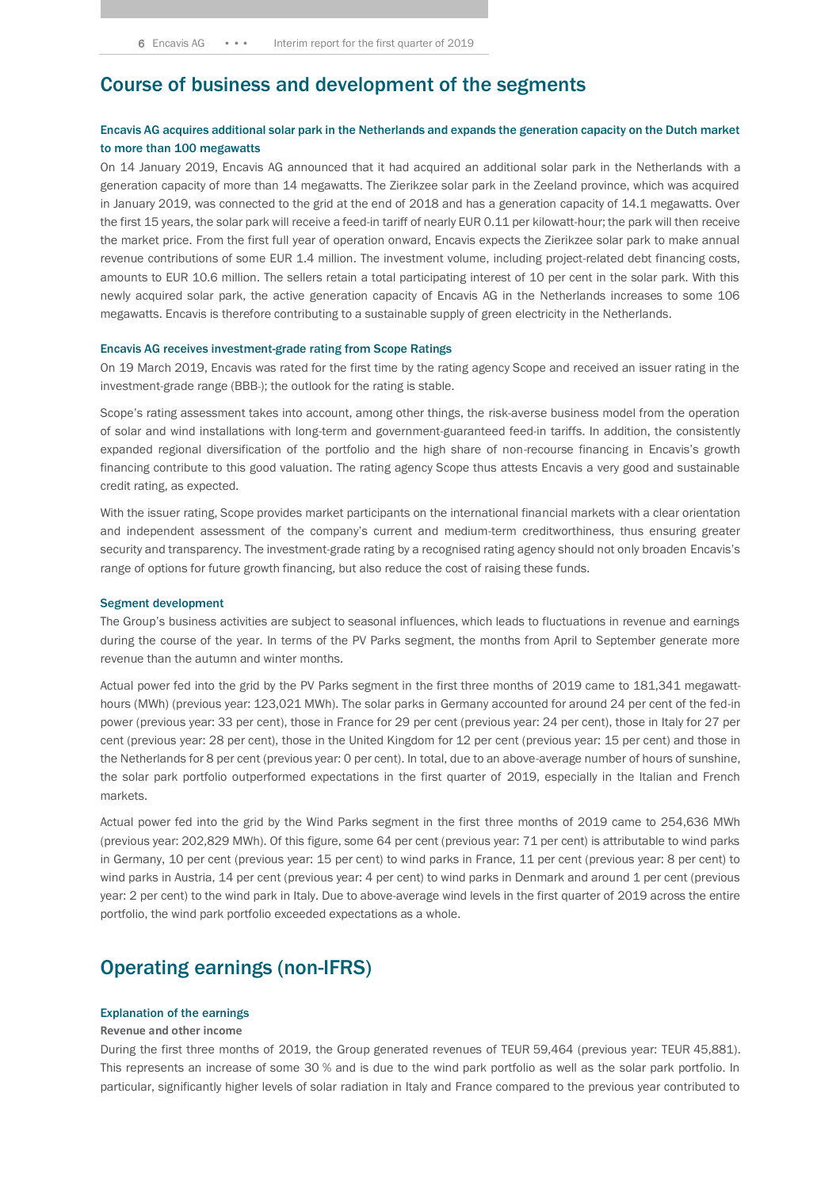# Course of business and development of the segments

### Encavis AG acquires additional solar park in the Netherlands and expands the generation capacity on the Dutch market to more than 100 megawatts

On 14 January 2019, Encavis AG announced that it had acquired an additional solar park in the Netherlands with a generation capacity of more than 14 megawatts. The Zierikzee solar park in the Zeeland province, which was acquired in January 2019, was connected to the grid at the end of 2018 and has a generation capacity of 14.1 megawatts. Over the first 15 years, the solar park will receive a feed-in tariff of nearly EUR 0.11 per kilowatt-hour; the park will then receive the market price. From the first full year of operation onward, Encavis expects the Zierikzee solar park to make annual revenue contributions of some EUR 1.4 million. The investment volume, including project-related debt financing costs, amounts to EUR 10.6 million. The sellers retain a total participating interest of 10 per cent in the solar park. With this newly acquired solar park, the active generation capacity of Encavis AG in the Netherlands increases to some 106 megawatts. Encavis is therefore contributing to a sustainable supply of green electricity in the Netherlands.

### Encavis AG receives investment-grade rating from Scope Ratings

On 19 March 2019, Encavis was rated for the first time by the rating agency Scope and received an issuer rating in the investment-grade range (BBB-); the outlook for the rating is stable.

Scope's rating assessment takes into account, among other things, the risk-averse business model from the operation of solar and wind installations with long-term and government-guaranteed feed-in tariffs. In addition, the consistently expanded regional diversification of the portfolio and the high share of non-recourse financing in Encavis's growth financing contribute to this good valuation. The rating agency Scope thus attests Encavis a very good and sustainable credit rating, as expected.

With the issuer rating, Scope provides market participants on the international financial markets with a clear orientation and independent assessment of the company's current and medium-term creditworthiness, thus ensuring greater security and transparency. The investment-grade rating by a recognised rating agency should not only broaden Encavis's range of options for future growth financing, but also reduce the cost of raising these funds.

### Segment development

The Group's business activities are subject to seasonal influences, which leads to fluctuations in revenue and earnings during the course of the year. In terms of the PV Parks segment, the months from April to September generate more revenue than the autumn and winter months.

Actual power fed into the grid by the PV Parks segment in the first three months of 2019 came to 181,341 megawatt-hours (MWh) (previous year: 123,021 MWh). The solar parks in Germany accounted for around 24 per cent of the fed-in power (previous year: 33 per cent), those in France for 29 per cent (previous year: 24 per cent), those in Italy for 27 per cent (previous year: 28 per cent), those in the United Kingdom for 12 per cent (previous year: 15 per cent) and those in the Netherlands for 8 per cent (previous year: 0 per cent). In total, due to an above-average number of hours of sunshine, the solar park portfolio outperformed expectations in the first quarter of 2019, especially in the Italian and French markets.

Actual power fed into the grid by the Wind Parks segment in the first three months of 2019 came to 254,636 MWh (previous year: 202,829 MWh). Of this figure, some 64 per cent (previous year: 71 per cent) is attributable to wind parks in Germany, 10 per cent (previous year: 15 per cent) to wind parks in France, 11 per cent (previous year: 8 per cent) to wind parks in Austria, 14 per cent (previous year: 4 per cent) to wind parks in Denmark and around 1 per cent (previous year: 2 per cent) to the wind park in Italy. Due to above-average wind levels in the first quarter of 2019 across the entire portfolio, the wind park portfolio exceeded expectations as a whole.

# Operating earnings (non-IFRS)

### Explanation of the earnings

#### Revenue and other income

During the first three months of 2019, the Group generated revenues of TEUR 59,464 (previous year: TEUR 45,881). This represents an increase of some 30 % and is due to the wind park portfolio as well as the solar park portfolio. In particular, significantly higher levels of solar radiation in Italy and France compared to the previous year contributed to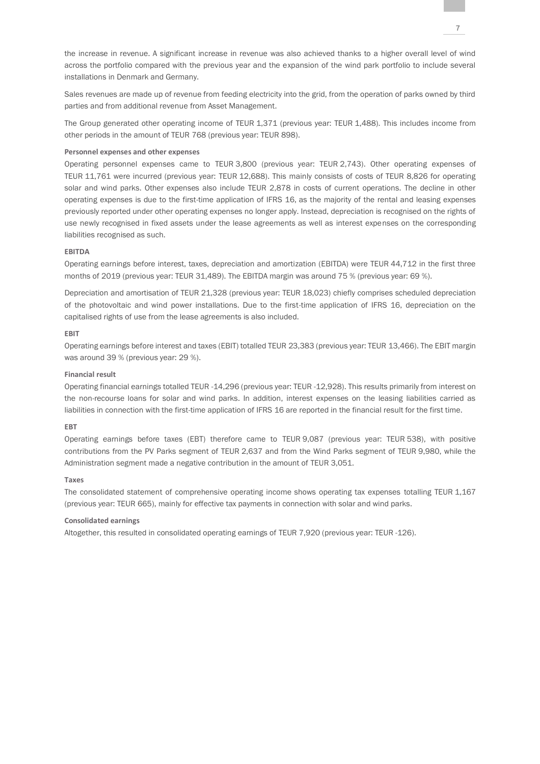the increase in revenue. A significant increase in revenue was also achieved thanks to a higher overall level of wind across the portfolio compared with the previous year and the expansion of the wind park portfolio to include several installations in Denmark and Germany.

Sales revenues are made up of revenue from feeding electricity into the grid, from the operation of parks owned by third parties and from additional revenue from Asset Management.

The Group generated other operating income of TEUR 1,371 (previous year: TEUR 1,488). This includes income from other periods in the amount of TEUR 768 (previous year: TEUR 898).

**Personnel expenses and other expenses**

Operating personnel expenses came to TEUR 3,800 (previous year: TEUR 2,743). Other operating expenses of TEUR 11,761 were incurred (previous year: TEUR 12,688). This mainly consists of costs of TEUR 8,826 for operating solar and wind parks. Other expenses also include TEUR 2,878 in costs of current operations. The decline in other operating expenses is due to the first-time application of IFRS 16, as the majority of the rental and leasing expenses previously reported under other operating expenses no longer apply. Instead, depreciation is recognised on the rights of use newly recognised in fixed assets under the lease agreements as well as interest expenses on the corresponding liabilities recognised as such.

**EBITDA**

Operating earnings before interest, taxes, depreciation and amortization (EBITDA) were TEUR 44,712 in the first three months of 2019 (previous year: TEUR 31,489). The EBITDA margin was around 75 % (previous year: 69 %).

Depreciation and amortisation of TEUR 21,328 (previous year: TEUR 18,023) chiefly comprises scheduled depreciation of the photovoltaic and wind power installations. Due to the first-time application of IFRS 16, depreciation on the capitalised rights of use from the lease agreements is also included.

**EBIT**

Operating earnings before interest and taxes (EBIT) totalled TEUR 23,383 (previous year: TEUR 13,466). The EBIT margin was around 39 % (previous year: 29 %).

**Financial result**

Operating financial earnings totalled TEUR -14,296 (previous year: TEUR -12,928). This results primarily from interest on the non-recourse loans for solar and wind parks. In addition, interest expenses on the leasing liabilities carried as liabilities in connection with the first-time application of IFRS 16 are reported in the financial result for the first time.

**EBT**

Operating earnings before taxes (EBT) therefore came to TEUR 9,087 (previous year: TEUR 538), with positive contributions from the PV Parks segment of TEUR 2,637 and from the Wind Parks segment of TEUR 9,980, while the Administration segment made a negative contribution in the amount of TEUR 3,051.

**Taxes**

The consolidated statement of comprehensive operating income shows operating tax expenses totalling TEUR 1,167 (previous year: TEUR 665), mainly for effective tax payments in connection with solar and wind parks.

**Consolidated earnings**

Altogether, this resulted in consolidated operating earnings of TEUR 7,920 (previous year: TEUR -126).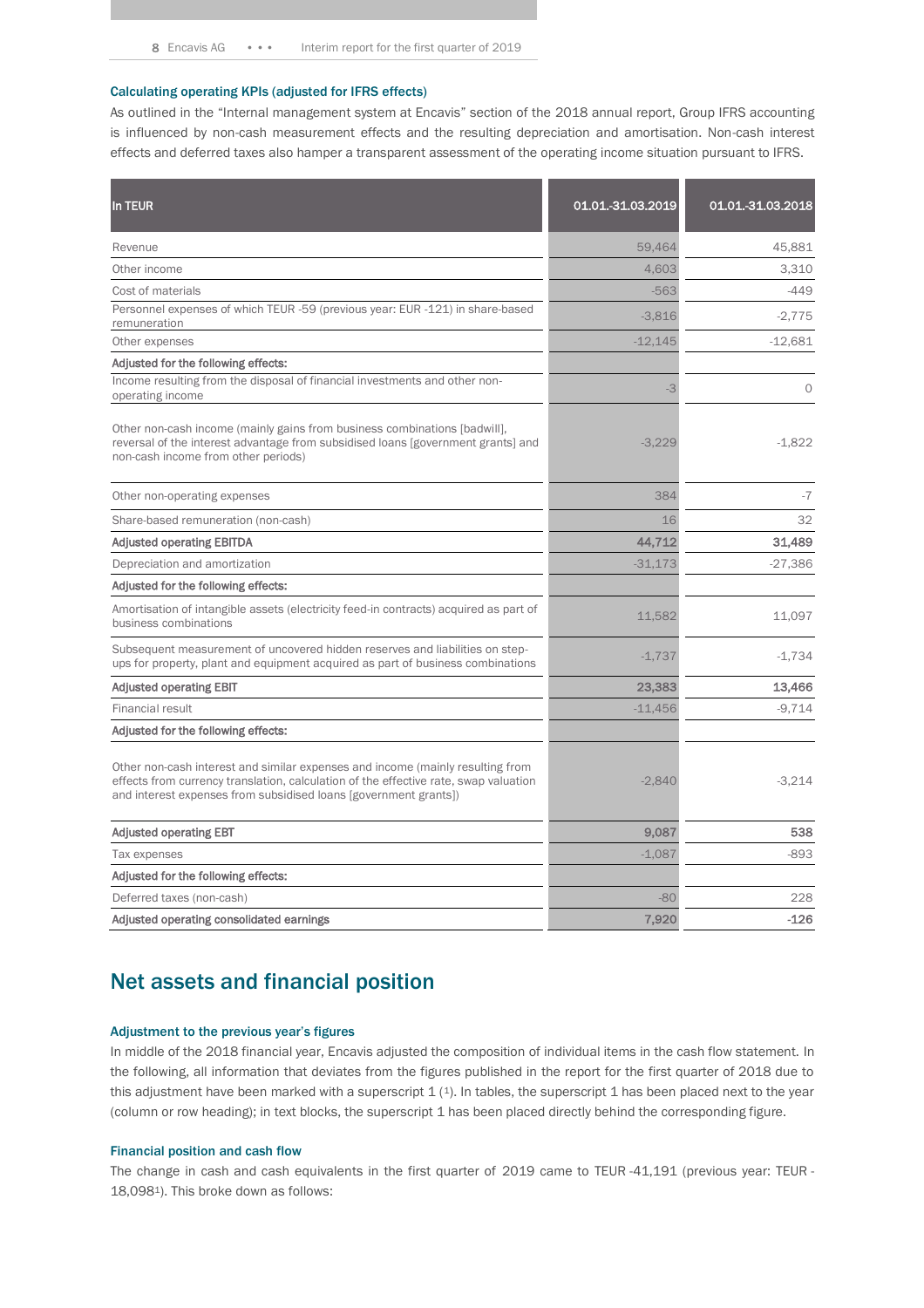### Calculating operating KPIs (adjusted for IFRS effects)

As outlined in the "Internal management system at Encavis" section of the 2018 annual report, Group IFRS accounting is influenced by non-cash measurement effects and the resulting depreciation and amortisation. Non-cash interest effects and deferred taxes also hamper a transparent assessment of the operating income situation pursuant to IFRS.

| In TEUR | 01.01.-31.03.2019 | 01.01.-31.03.2018 |
|---|---|---|
| Revenue | 59,464 | 45,881 |
| Other income | 4,603 | 3,310 |
| Cost of materials | -563 | -449 |
| Personnel expenses of which TEUR -59 (previous year: EUR -121) in share-based remuneration | -3,816 | -2,775 |
| Other expenses | -12,145 | -12,681 |
| **Adjusted for the following effects:** | | |
| Income resulting from the disposal of financial investments and other non-operating income | -3 | 0 |
| Other non-cash income (mainly gains from business combinations [badwill], reversal of the interest advantage from subsidised loans [government grants] and non-cash income from other periods) | -3,229 | -1,822 |
| Other non-operating expenses | 384 | -7 |
| Share-based remuneration (non-cash) | 16 | 32 |
| **Adjusted operating EBITDA** | **44,712** | **31,489** |
| Depreciation and amortization | -31,173 | -27,386 |
| **Adjusted for the following effects:** | | |
| Amortisation of intangible assets (electricity feed-in contracts) acquired as part of business combinations | 11,582 | 11,097 |
| Subsequent measurement of uncovered hidden reserves and liabilities on step-ups for property, plant and equipment acquired as part of business combinations | -1,737 | -1,734 |
| **Adjusted operating EBIT** | **23,383** | **13,466** |
| Financial result | -11,456 | -9,714 |
| **Adjusted for the following effects:** | | |
| Other non-cash interest and similar expenses and income (mainly resulting from effects from currency translation, calculation of the effective rate, swap valuation and interest expenses from subsidised loans [government grants]) | -2,840 | -3,214 |
| **Adjusted operating EBT** | **9,087** | **538** |
| Tax expenses | -1,087 | -893 |
| **Adjusted for the following effects:** | | |
| Deferred taxes (non-cash) | -80 | 228 |
| **Adjusted operating consolidated earnings** | **7,920** | **-126** |

## Net assets and financial position

### Adjustment to the previous year's figures

In middle of the 2018 financial year, Encavis adjusted the composition of individual items in the cash flow statement. In the following, all information that deviates from the figures published in the report for the first quarter of 2018 due to this adjustment have been marked with a superscript 1 ([1]). In tables, the superscript 1 has been placed next to the year (column or row heading); in text blocks, the superscript 1 has been placed directly behind the corresponding figure.

### Financial position and cash flow

The change in cash and cash equivalents in the first quarter of 2019 came to TEUR -41,191 (previous year: TEUR -18,098[1]). This broke down as follows: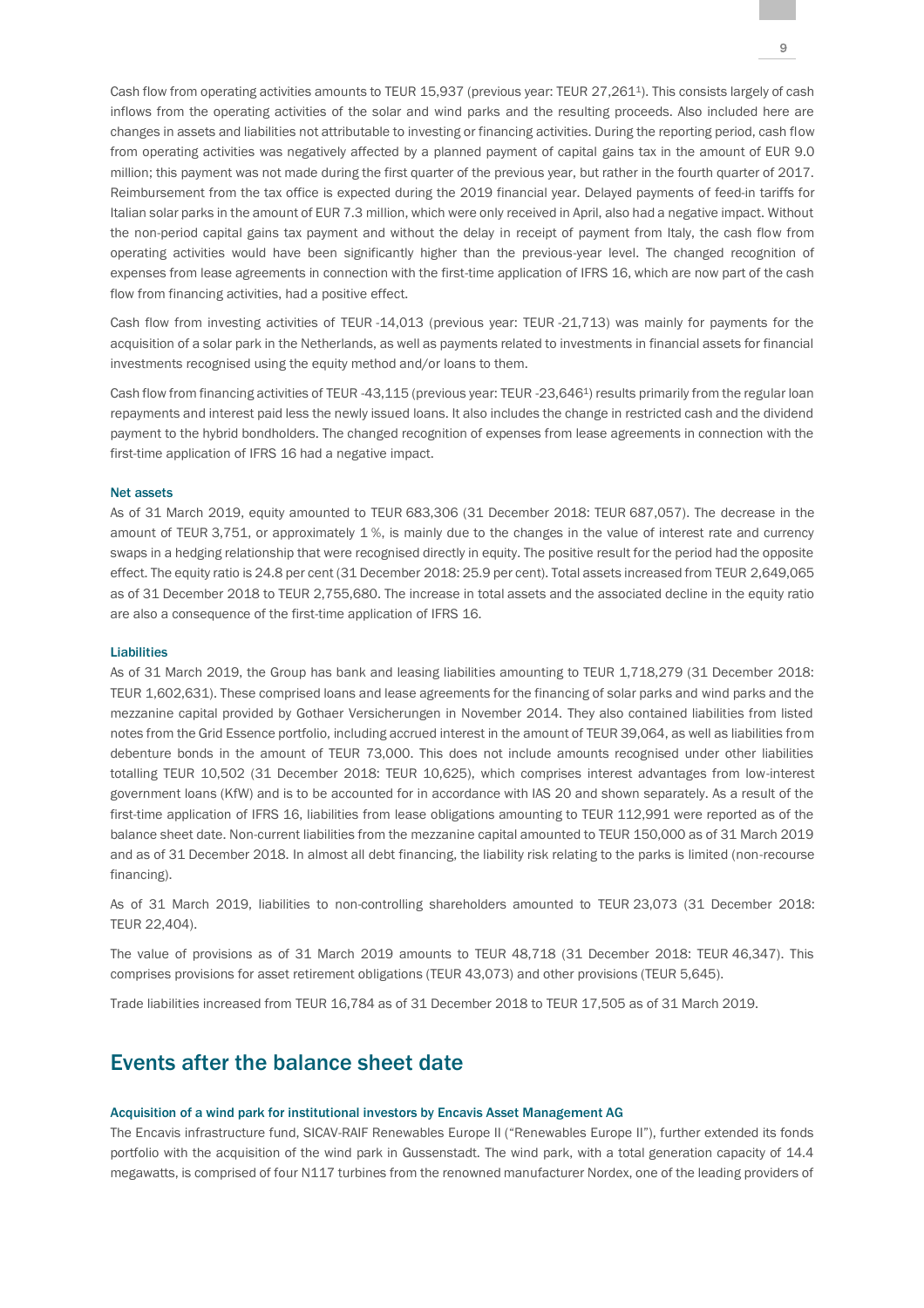Cash flow from operating activities amounts to TEUR 15,937 (previous year: TEUR 27,261[1]). This consists largely of cash inflows from the operating activities of the solar and wind parks and the resulting proceeds. Also included here are changes in assets and liabilities not attributable to investing or financing activities. During the reporting period, cash flow from operating activities was negatively affected by a planned payment of capital gains tax in the amount of EUR 9.0 million; this payment was not made during the first quarter of the previous year, but rather in the fourth quarter of 2017. Reimbursement from the tax office is expected during the 2019 financial year. Delayed payments of feed-in tariffs for Italian solar parks in the amount of EUR 7.3 million, which were only received in April, also had a negative impact. Without the non-period capital gains tax payment and without the delay in receipt of payment from Italy, the cash flow from operating activities would have been significantly higher than the previous-year level. The changed recognition of expenses from lease agreements in connection with the first-time application of IFRS 16, which are now part of the cash flow from financing activities, had a positive effect.

Cash flow from investing activities of TEUR -14,013 (previous year: TEUR -21,713) was mainly for payments for the acquisition of a solar park in the Netherlands, as well as payments related to investments in financial assets for financial investments recognised using the equity method and/or loans to them.

Cash flow from financing activities of TEUR -43,115 (previous year: TEUR -23,646[1]) results primarily from the regular loan repayments and interest paid less the newly issued loans. It also includes the change in restricted cash and the dividend payment to the hybrid bondholders. The changed recognition of expenses from lease agreements in connection with the first-time application of IFRS 16 had a negative impact.

#### Net assets

As of 31 March 2019, equity amounted to TEUR 683,306 (31 December 2018: TEUR 687,057). The decrease in the amount of TEUR 3,751, or approximately 1 %, is mainly due to the changes in the value of interest rate and currency swaps in a hedging relationship that were recognised directly in equity. The positive result for the period had the opposite effect. The equity ratio is 24.8 per cent (31 December 2018: 25.9 per cent). Total assets increased from TEUR 2,649,065 as of 31 December 2018 to TEUR 2,755,680. The increase in total assets and the associated decline in the equity ratio are also a consequence of the first-time application of IFRS 16.

#### Liabilities

As of 31 March 2019, the Group has bank and leasing liabilities amounting to TEUR 1,718,279 (31 December 2018: TEUR 1,602,631). These comprised loans and lease agreements for the financing of solar parks and wind parks and the mezzanine capital provided by Gothaer Versicherungen in November 2014. They also contained liabilities from listed notes from the Grid Essence portfolio, including accrued interest in the amount of TEUR 39,064, as well as liabilities from debenture bonds in the amount of TEUR 73,000. This does not include amounts recognised under other liabilities totalling TEUR 10,502 (31 December 2018: TEUR 10,625), which comprises interest advantages from low-interest government loans (KfW) and is to be accounted for in accordance with IAS 20 and shown separately. As a result of the first-time application of IFRS 16, liabilities from lease obligations amounting to TEUR 112,991 were reported as of the balance sheet date. Non-current liabilities from the mezzanine capital amounted to TEUR 150,000 as of 31 March 2019 and as of 31 December 2018. In almost all debt financing, the liability risk relating to the parks is limited (non-recourse financing).

As of 31 March 2019, liabilities to non-controlling shareholders amounted to TEUR 23,073 (31 December 2018: TEUR 22,404).

The value of provisions as of 31 March 2019 amounts to TEUR 48,718 (31 December 2018: TEUR 46,347). This comprises provisions for asset retirement obligations (TEUR 43,073) and other provisions (TEUR 5,645).

Trade liabilities increased from TEUR 16,784 as of 31 December 2018 to TEUR 17,505 as of 31 March 2019.

## Events after the balance sheet date

#### Acquisition of a wind park for institutional investors by Encavis Asset Management AG

The Encavis infrastructure fund, SICAV-RAIF Renewables Europe II ("Renewables Europe II"), further extended its fonds portfolio with the acquisition of the wind park in Gussenstadt. The wind park, with a total generation capacity of 14.4 megawatts, is comprised of four N117 turbines from the renowned manufacturer Nordex, one of the leading providers of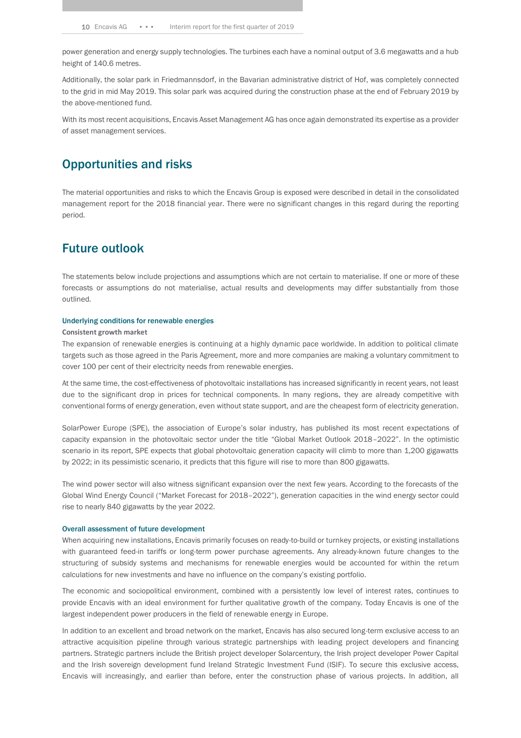power generation and energy supply technologies. The turbines each have a nominal output of 3.6 megawatts and a hub height of 140.6 metres.

Additionally, the solar park in Friedmannsdorf, in the Bavarian administrative district of Hof, was completely connected to the grid in mid May 2019. This solar park was acquired during the construction phase at the end of February 2019 by the above-mentioned fund.

With its most recent acquisitions, Encavis Asset Management AG has once again demonstrated its expertise as a provider of asset management services.

## Opportunities and risks

The material opportunities and risks to which the Encavis Group is exposed were described in detail in the consolidated management report for the 2018 financial year. There were no significant changes in this regard during the reporting period.

## Future outlook

The statements below include projections and assumptions which are not certain to materialise. If one or more of these forecasts or assumptions do not materialise, actual results and developments may differ substantially from those outlined.

### Underlying conditions for renewable energies

**Consistent growth market**

The expansion of renewable energies is continuing at a highly dynamic pace worldwide. In addition to political climate targets such as those agreed in the Paris Agreement, more and more companies are making a voluntary commitment to cover 100 per cent of their electricity needs from renewable energies.

At the same time, the cost-effectiveness of photovoltaic installations has increased significantly in recent years, not least due to the significant drop in prices for technical components. In many regions, they are already competitive with conventional forms of energy generation, even without state support, and are the cheapest form of electricity generation.

SolarPower Europe (SPE), the association of Europe's solar industry, has published its most recent expectations of capacity expansion in the photovoltaic sector under the title "Global Market Outlook 2018–2022". In the optimistic scenario in its report, SPE expects that global photovoltaic generation capacity will climb to more than 1,200 gigawatts by 2022; in its pessimistic scenario, it predicts that this figure will rise to more than 800 gigawatts.

The wind power sector will also witness significant expansion over the next few years. According to the forecasts of the Global Wind Energy Council ("Market Forecast for 2018–2022"), generation capacities in the wind energy sector could rise to nearly 840 gigawatts by the year 2022.

### Overall assessment of future development

When acquiring new installations, Encavis primarily focuses on ready-to-build or turnkey projects, or existing installations with guaranteed feed-in tariffs or long-term power purchase agreements. Any already-known future changes to the structuring of subsidy systems and mechanisms for renewable energies would be accounted for within the return calculations for new investments and have no influence on the company's existing portfolio.

The economic and sociopolitical environment, combined with a persistently low level of interest rates, continues to provide Encavis with an ideal environment for further qualitative growth of the company. Today Encavis is one of the largest independent power producers in the field of renewable energy in Europe.

In addition to an excellent and broad network on the market, Encavis has also secured long-term exclusive access to an attractive acquisition pipeline through various strategic partnerships with leading project developers and financing partners. Strategic partners include the British project developer Solarcentury, the Irish project developer Power Capital and the Irish sovereign development fund Ireland Strategic Investment Fund (ISIF). To secure this exclusive access, Encavis will increasingly, and earlier than before, enter the construction phase of various projects. In addition, all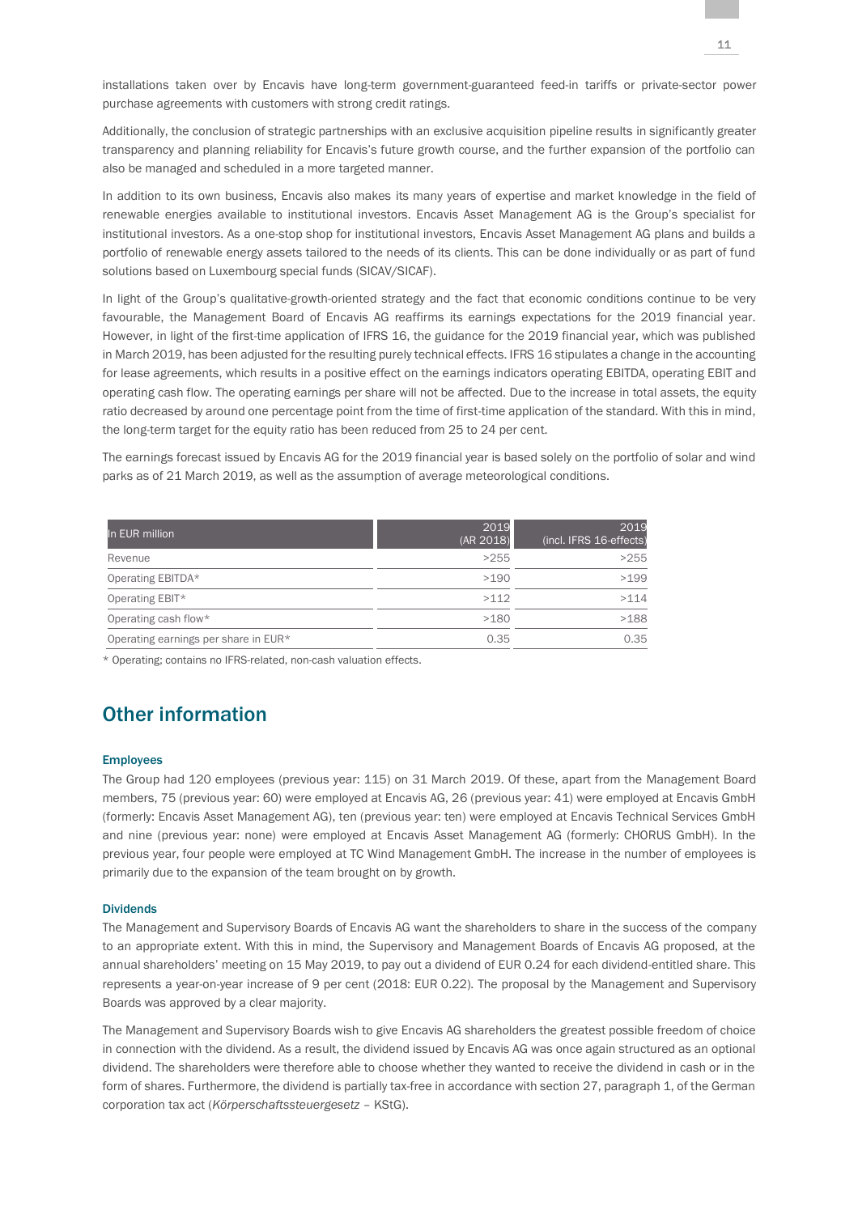installations taken over by Encavis have long-term government-guaranteed feed-in tariffs or private-sector power purchase agreements with customers with strong credit ratings.

Additionally, the conclusion of strategic partnerships with an exclusive acquisition pipeline results in significantly greater transparency and planning reliability for Encavis's future growth course, and the further expansion of the portfolio can also be managed and scheduled in a more targeted manner.

In addition to its own business, Encavis also makes its many years of expertise and market knowledge in the field of renewable energies available to institutional investors. Encavis Asset Management AG is the Group's specialist for institutional investors. As a one-stop shop for institutional investors, Encavis Asset Management AG plans and builds a portfolio of renewable energy assets tailored to the needs of its clients. This can be done individually or as part of fund solutions based on Luxembourg special funds (SICAV/SICAF).

In light of the Group's qualitative-growth-oriented strategy and the fact that economic conditions continue to be very favourable, the Management Board of Encavis AG reaffirms its earnings expectations for the 2019 financial year. However, in light of the first-time application of IFRS 16, the guidance for the 2019 financial year, which was published in March 2019, has been adjusted for the resulting purely technical effects. IFRS 16 stipulates a change in the accounting for lease agreements, which results in a positive effect on the earnings indicators operating EBITDA, operating EBIT and operating cash flow. The operating earnings per share will not be affected. Due to the increase in total assets, the equity ratio decreased by around one percentage point from the time of first-time application of the standard. With this in mind, the long-term target for the equity ratio has been reduced from 25 to 24 per cent.

The earnings forecast issued by Encavis AG for the 2019 financial year is based solely on the portfolio of solar and wind parks as of 21 March 2019, as well as the assumption of average meteorological conditions.

| In EUR million | 2019 (AR 2018) | 2019 (incl. IFRS 16-effects) |
|---|---|---|
| Revenue | >255 | >255 |
| Operating EBITDA* | >190 | >199 |
| Operating EBIT* | >112 | >114 |
| Operating cash flow* | >180 | >188 |
| Operating earnings per share in EUR* | 0.35 | 0.35 |

* Operating; contains no IFRS-related, non-cash valuation effects.

## Other information

### Employees

The Group had 120 employees (previous year: 115) on 31 March 2019. Of these, apart from the Management Board members, 75 (previous year: 60) were employed at Encavis AG, 26 (previous year: 41) were employed at Encavis GmbH (formerly: Encavis Asset Management AG), ten (previous year: ten) were employed at Encavis Technical Services GmbH and nine (previous year: none) were employed at Encavis Asset Management AG (formerly: CHORUS GmbH). In the previous year, four people were employed at TC Wind Management GmbH. The increase in the number of employees is primarily due to the expansion of the team brought on by growth.

### Dividends

The Management and Supervisory Boards of Encavis AG want the shareholders to share in the success of the company to an appropriate extent. With this in mind, the Supervisory and Management Boards of Encavis AG proposed, at the annual shareholders' meeting on 15 May 2019, to pay out a dividend of EUR 0.24 for each dividend-entitled share. This represents a year-on-year increase of 9 per cent (2018: EUR 0.22). The proposal by the Management and Supervisory Boards was approved by a clear majority.

The Management and Supervisory Boards wish to give Encavis AG shareholders the greatest possible freedom of choice in connection with the dividend. As a result, the dividend issued by Encavis AG was once again structured as an optional dividend. The shareholders were therefore able to choose whether they wanted to receive the dividend in cash or in the form of shares. Furthermore, the dividend is partially tax-free in accordance with section 27, paragraph 1, of the German corporation tax act (*Körperschaftssteuergesetz* – KStG).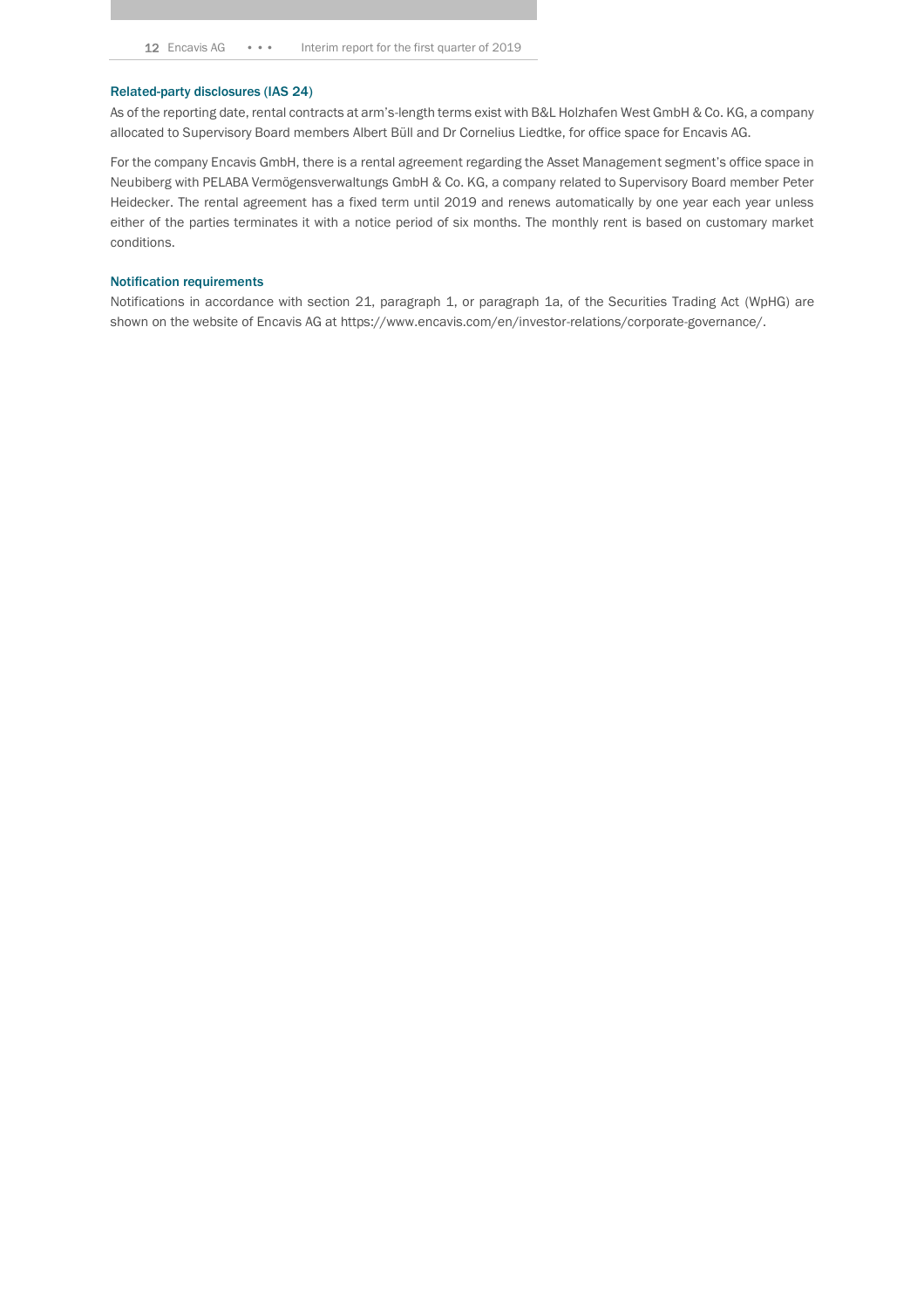### Related-party disclosures (IAS 24)

As of the reporting date, rental contracts at arm's-length terms exist with B&L Holzhafen West GmbH & Co. KG, a company allocated to Supervisory Board members Albert Büll and Dr Cornelius Liedtke, for office space for Encavis AG.

For the company Encavis GmbH, there is a rental agreement regarding the Asset Management segment's office space in Neubiberg with PELABA Vermögensverwaltungs GmbH & Co. KG, a company related to Supervisory Board member Peter Heidecker. The rental agreement has a fixed term until 2019 and renews automatically by one year each year unless either of the parties terminates it with a notice period of six months. The monthly rent is based on customary market conditions.

### Notification requirements

Notifications in accordance with section 21, paragraph 1, or paragraph 1a, of the Securities Trading Act (WpHG) are shown on the website of Encavis AG at https://www.encavis.com/en/investor-relations/corporate-governance/.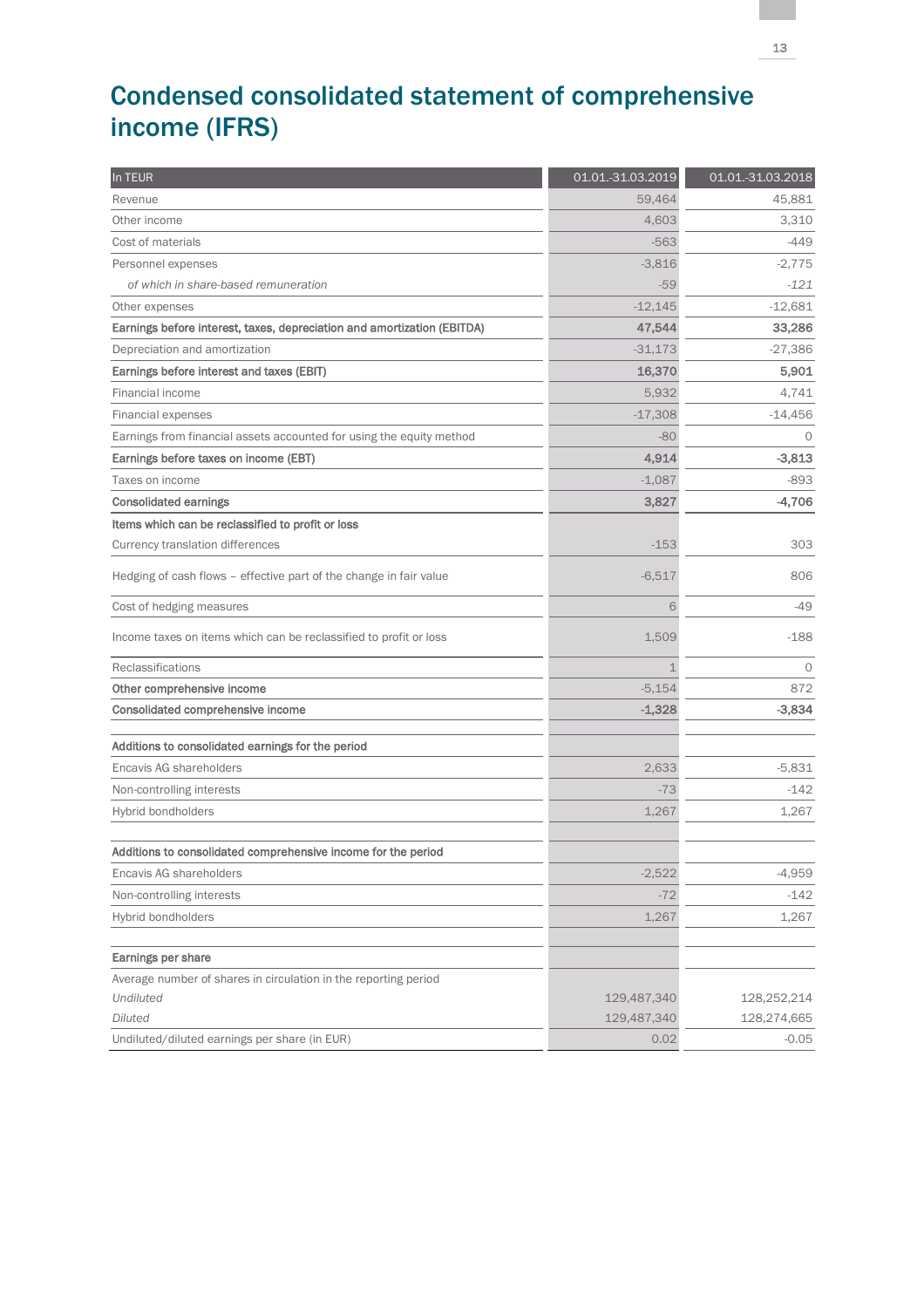# Condensed consolidated statement of comprehensive income (IFRS)

| In TEUR | 01.01.-31.03.2019 | 01.01.-31.03.2018 |
|---|---|---|
| Revenue | 59,464 | 45,881 |
| Other income | 4,603 | 3,310 |
| Cost of materials | -563 | -449 |
| Personnel expenses | -3,816 | -2,775 |
| *of which in share-based remuneration* | *-59* | *-121* |
| Other expenses | -12,145 | -12,681 |
| **Earnings before interest, taxes, depreciation and amortization (EBITDA)** | **47,544** | **33,286** |
| Depreciation and amortization | -31,173 | -27,386 |
| **Earnings before interest and taxes (EBIT)** | **16,370** | **5,901** |
| Financial income | 5,932 | 4,741 |
| Financial expenses | -17,308 | -14,456 |
| Earnings from financial assets accounted for using the equity method | -80 | 0 |
| **Earnings before taxes on income (EBT)** | **4,914** | **-3,813** |
| Taxes on income | -1,087 | -893 |
| **Consolidated earnings** | **3,827** | **-4,706** |
| **Items which can be reclassified to profit or loss** | | |
| Currency translation differences | -153 | 303 |
| Hedging of cash flows – effective part of the change in fair value | -6,517 | 806 |
| Cost of hedging measures | 6 | -49 |
| Income taxes on items which can be reclassified to profit or loss | 1,509 | -188 |
| Reclassifications | 1 | 0 |
| **Other comprehensive income** | -5,154 | 872 |
| **Consolidated comprehensive income** | **-1,328** | **-3,834** |
| | | |
| **Additions to consolidated earnings for the period** | | |
| Encavis AG shareholders | 2,633 | -5,831 |
| Non-controlling interests | -73 | -142 |
| Hybrid bondholders | 1,267 | 1,267 |
| | | |
| **Additions to consolidated comprehensive income for the period** | | |
| Encavis AG shareholders | -2,522 | -4,959 |
| Non-controlling interests | -72 | -142 |
| Hybrid bondholders | 1,267 | 1,267 |
| | | |
| **Earnings per share** | | |
| Average number of shares in circulation in the reporting period | | |
| *Undiluted* | 129,487,340 | 128,252,214 |
| *Diluted* | 129,487,340 | 128,274,665 |
| Undiluted/diluted earnings per share (in EUR) | 0.02 | -0.05 |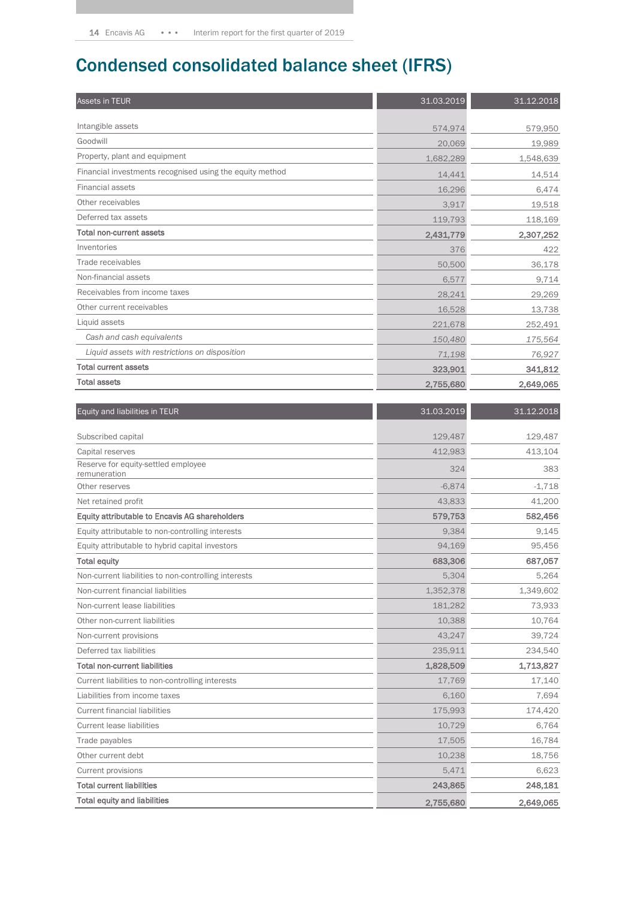# Condensed consolidated balance sheet (IFRS)

| Assets in TEUR | 31.03.2019 | 31.12.2018 |
|---|---|---|
| Intangible assets | 574,974 | 579,950 |
| Goodwill | 20,069 | 19,989 |
| Property, plant and equipment | 1,682,289 | 1,548,639 |
| Financial investments recognised using the equity method | 14,441 | 14,514 |
| Financial assets | 16,296 | 6,474 |
| Other receivables | 3,917 | 19,518 |
| Deferred tax assets | 119,793 | 118,169 |
| **Total non-current assets** | **2,431,779** | **2,307,252** |
| Inventories | 376 | 422 |
| Trade receivables | 50,500 | 36,178 |
| Non-financial assets | 6,577 | 9,714 |
| Receivables from income taxes | 28,241 | 29,269 |
| Other current receivables | 16,528 | 13,738 |
| Liquid assets | 221,678 | 252,491 |
| *Cash and cash equivalents* | *150,480* | *175,564* |
| *Liquid assets with restrictions on disposition* | *71,198* | *76,927* |
| **Total current assets** | **323,901** | **341,812** |
| **Total assets** | **2,755,680** | **2,649,065** |

| Equity and liabilities in TEUR | 31.03.2019 | 31.12.2018 |
|---|---|---|
| Subscribed capital | 129,487 | 129,487 |
| Capital reserves | 412,983 | 413,104 |
| Reserve for equity-settled employee remuneration | 324 | 383 |
| Other reserves | -6,874 | -1,718 |
| Net retained profit | 43,833 | 41,200 |
| **Equity attributable to Encavis AG shareholders** | **579,753** | **582,456** |
| Equity attributable to non-controlling interests | 9,384 | 9,145 |
| Equity attributable to hybrid capital investors | 94,169 | 95,456 |
| **Total equity** | **683,306** | **687,057** |
| Non-current liabilities to non-controlling interests | 5,304 | 5,264 |
| Non-current financial liabilities | 1,352,378 | 1,349,602 |
| Non-current lease liabilities | 181,282 | 73,933 |
| Other non-current liabilities | 10,388 | 10,764 |
| Non-current provisions | 43,247 | 39,724 |
| Deferred tax liabilities | 235,911 | 234,540 |
| **Total non-current liabilities** | **1,828,509** | **1,713,827** |
| Current liabilities to non-controlling interests | 17,769 | 17,140 |
| Liabilities from income taxes | 6,160 | 7,694 |
| Current financial liabilities | 175,993 | 174,420 |
| Current lease liabilities | 10,729 | 6,764 |
| Trade payables | 17,505 | 16,784 |
| Other current debt | 10,238 | 18,756 |
| Current provisions | 5,471 | 6,623 |
| **Total current liabilities** | **243,865** | **248,181** |
| **Total equity and liabilities** | **2,755,680** | **2,649,065** |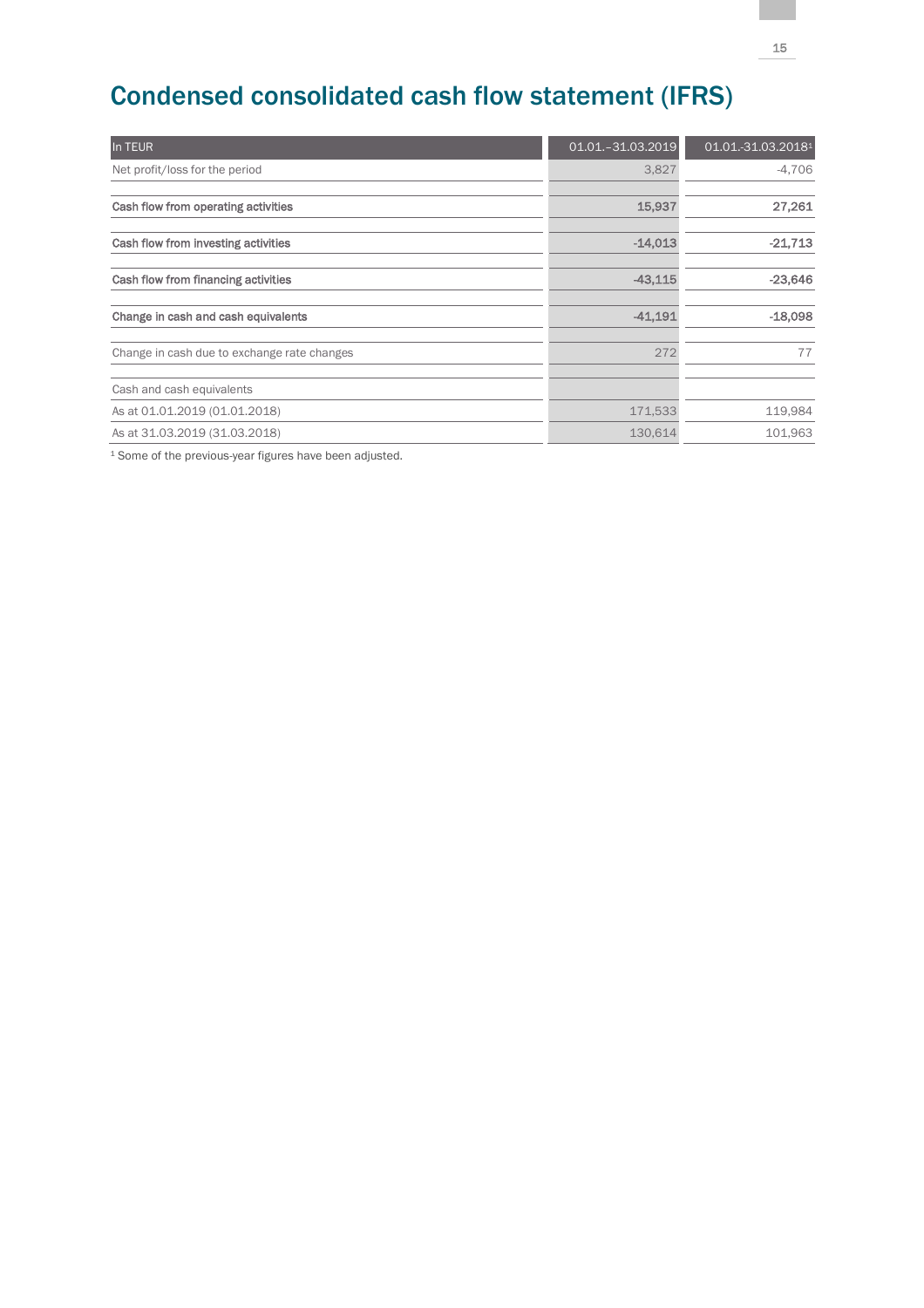# Condensed consolidated cash flow statement (IFRS)

| In TEUR | 01.01.–31.03.2019 | 01.01.-31.03.2018[1] |
|---|---|---|
| Net profit/loss for the period | 3,827 | -4,706 |
| **Cash flow from operating activities** | **15,937** | **27,261** |
| **Cash flow from investing activities** | **-14,013** | **-21,713** |
| **Cash flow from financing activities** | **-43,115** | **-23,646** |
| **Change in cash and cash equivalents** | **-41,191** | **-18,098** |
| Change in cash due to exchange rate changes | 272 | 77 |
| Cash and cash equivalents | | |
| As at 01.01.2019 (01.01.2018) | 171,533 | 119,984 |
| As at 31.03.2019 (31.03.2018) | 130,614 | 101,963 |

[1] Some of the previous-year figures have been adjusted.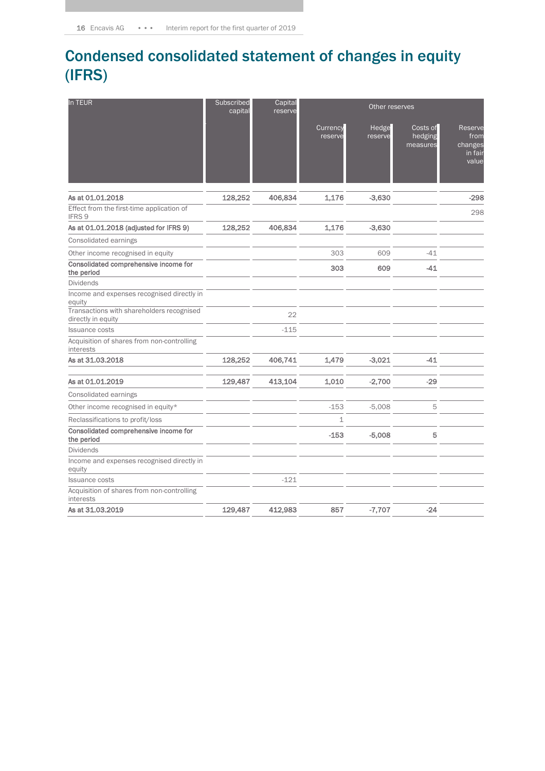# Condensed consolidated statement of changes in equity (IFRS)

| In TEUR | Subscribed capital | Capital reserve | Other reserves | | | |
|---|---|---|---|---|---|---|
| | | | Currency reserve | Hedge reserve | Costs of hedging measures | Reserve from changes in fair value |
| **As at 01.01.2018** | 128,252 | 406,834 | 1,176 | -3,630 | | -298 |
| Effect from the first-time application of IFRS 9 | | | | | | 298 |
| **As at 01.01.2018 (adjusted for IFRS 9)** | 128,252 | 406,834 | 1,176 | -3,630 | | |
| Consolidated earnings | | | | | | |
| Other income recognised in equity | | | 303 | 609 | -41 | |
| **Consolidated comprehensive income for the period** | | | 303 | 609 | -41 | |
| Dividends | | | | | | |
| Income and expenses recognised directly in equity | | | | | | |
| Transactions with shareholders recognised directly in equity | | 22 | | | | |
| Issuance costs | | -115 | | | | |
| Acquisition of shares from non-controlling interests | | | | | | |
| **As at 31.03.2018** | 128,252 | 406,741 | 1,479 | -3,021 | -41 | |
| **As at 01.01.2019** | 129,487 | 413,104 | 1,010 | -2,700 | -29 | |
| Consolidated earnings | | | | | | |
| Other income recognised in equity* | | | -153 | -5,008 | 5 | |
| Reclassifications to profit/loss | | | 1 | | | |
| **Consolidated comprehensive income for the period** | | | -153 | -5,008 | 5 | |
| Dividends | | | | | | |
| Income and expenses recognised directly in equity | | | | | | |
| Issuance costs | | -121 | | | | |
| Acquisition of shares from non-controlling interests | | | | | | |
| **As at 31.03.2019** | 129,487 | 412,983 | 857 | -7,707 | -24 | |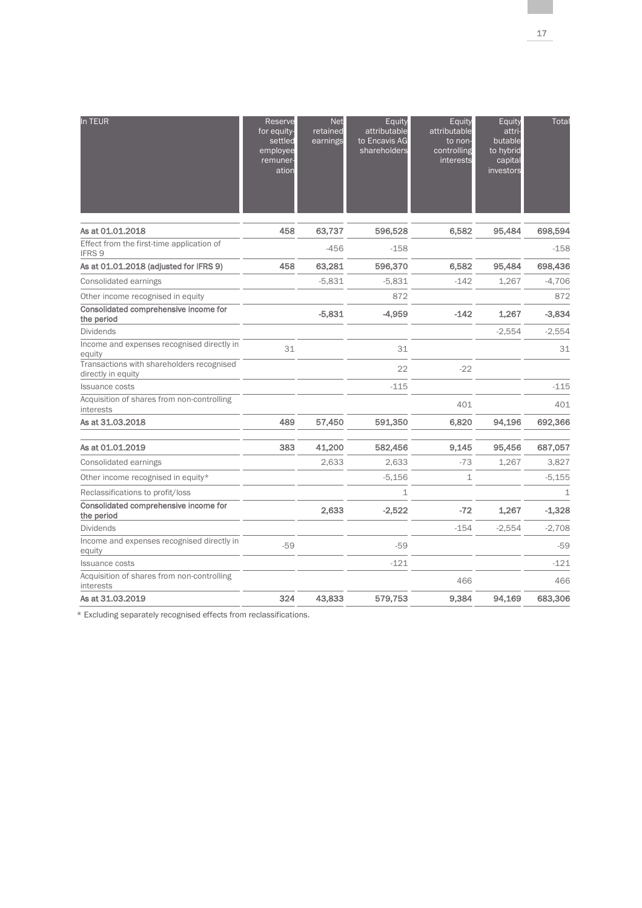| In TEUR | Reserve for equity-settled employee remuneration | Net retained earnings | Equity attributable to Encavis AG shareholders | Equity attributable to non-controlling interests | Equity attri-butable to hybrid capital investors | Total |
|---|---|---|---|---|---|---|
| **As at 01.01.2018** | **458** | **63,737** | **596,528** | **6,582** | **95,484** | **698,594** |
| Effect from the first-time application of IFRS 9 | | -456 | -158 | | | -158 |
| **As at 01.01.2018 (adjusted for IFRS 9)** | **458** | **63,281** | **596,370** | **6,582** | **95,484** | **698,436** |
| Consolidated earnings | | -5,831 | -5,831 | -142 | 1,267 | -4,706 |
| Other income recognised in equity | | | 872 | | | 872 |
| **Consolidated comprehensive income for the period** | | **-5,831** | **-4,959** | **-142** | **1,267** | **-3,834** |
| Dividends | | | | | -2,554 | -2,554 |
| Income and expenses recognised directly in equity | 31 | | 31 | | | 31 |
| Transactions with shareholders recognised directly in equity | | | 22 | -22 | | |
| Issuance costs | | | -115 | | | -115 |
| Acquisition of shares from non-controlling interests | | | | 401 | | 401 |
| **As at 31.03.2018** | **489** | **57,450** | **591,350** | **6,820** | **94,196** | **692,366** |
| **As at 01.01.2019** | **383** | **41,200** | **582,456** | **9,145** | **95,456** | **687,057** |
| Consolidated earnings | | 2,633 | 2,633 | -73 | 1,267 | 3,827 |
| Other income recognised in equity* | | | -5,156 | 1 | | -5,155 |
| Reclassifications to profit/loss | | | 1 | | | 1 |
| **Consolidated comprehensive income for the period** | | **2,633** | **-2,522** | **-72** | **1,267** | **-1,328** |
| Dividends | | | | -154 | -2,554 | -2,708 |
| Income and expenses recognised directly in equity | -59 | | -59 | | | -59 |
| Issuance costs | | | -121 | | | -121 |
| Acquisition of shares from non-controlling interests | | | | 466 | | 466 |
| **As at 31.03.2019** | **324** | **43,833** | **579,753** | **9,384** | **94,169** | **683,306** |

* Excluding separately recognised effects from reclassifications.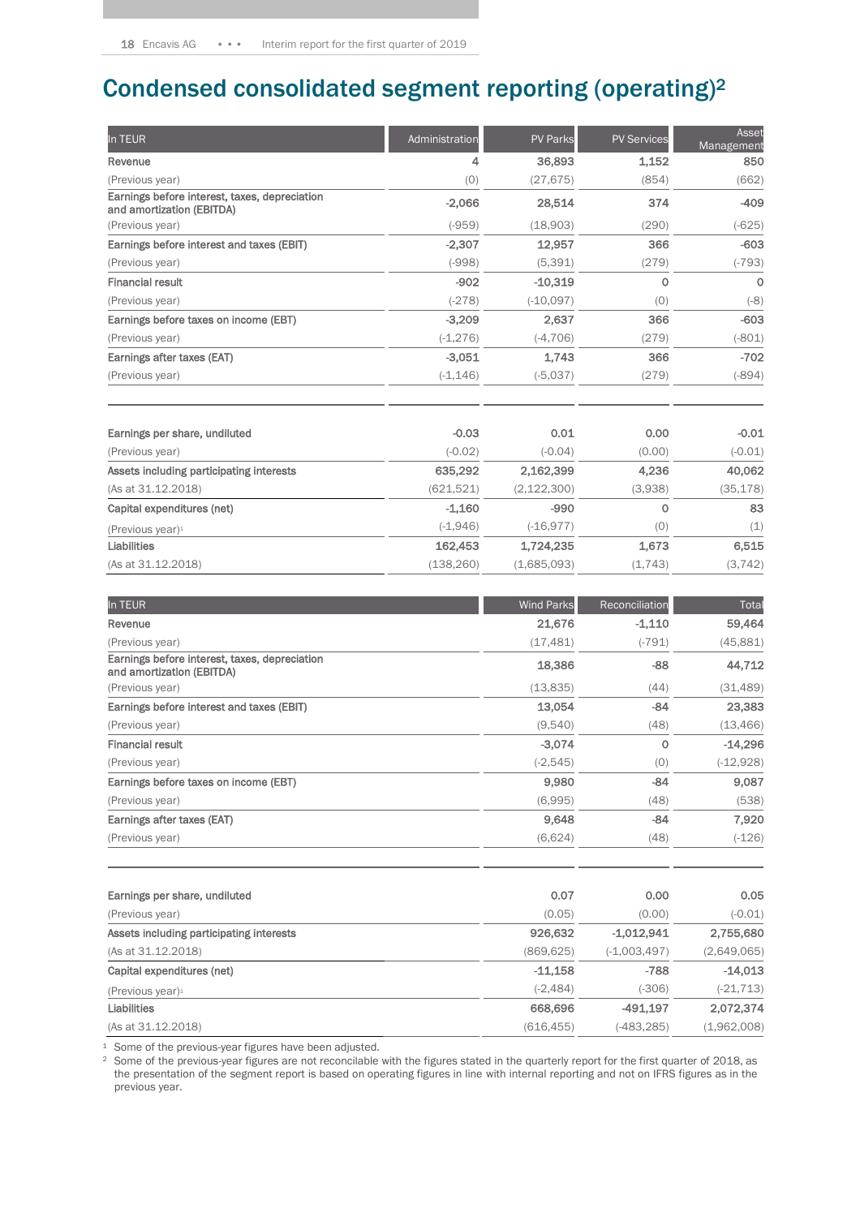# Condensed consolidated segment reporting (operating)[2]

| In TEUR | Administration | PV Parks | PV Services | Asset Management |
|---|---|---|---|---|
| **Revenue** | **4** | **36,893** | **1,152** | **850** |
| (Previous year) | (0) | (27,675) | (854) | (662) |
| **Earnings before interest, taxes, depreciation and amortization (EBITDA)** | **-2,066** | **28,514** | **374** | **-409** |
| (Previous year) | (-959) | (18,903) | (290) | (-625) |
| **Earnings before interest and taxes (EBIT)** | **-2,307** | **12,957** | **366** | **-603** |
| (Previous year) | (-998) | (5,391) | (279) | (-793) |
| **Financial result** | **-902** | **-10,319** | **0** | **0** |
| (Previous year) | (-278) | (-10,097) | (0) | (-8) |
| **Earnings before taxes on income (EBT)** | **-3,209** | **2,637** | **366** | **-603** |
| (Previous year) | (-1,276) | (-4,706) | (279) | (-801) |
| **Earnings after taxes (EAT)** | **-3,051** | **1,743** | **366** | **-702** |
| (Previous year) | (-1,146) | (-5,037) | (279) | (-894) |
| **Earnings per share, undiluted** | **-0.03** | **0.01** | **0.00** | **-0.01** |
| (Previous year) | (-0.02) | (-0.04) | (0.00) | (-0.01) |
| **Assets including participating interests** | **635,292** | **2,162,399** | **4,236** | **40,062** |
| (As at 31.12.2018) | (621,521) | (2,122,300) | (3,938) | (35,178) |
| **Capital expenditures (net)** | **-1,160** | **-990** | **0** | **83** |
| (Previous year)[1] | (-1,946) | (-16,977) | (0) | (1) |
| **Liabilities** | **162,453** | **1,724,235** | **1,673** | **6,515** |
| (As at 31.12.2018) | (138,260) | (1,685,093) | (1,743) | (3,742) |

| In TEUR | Wind Parks | Reconciliation | Total |
|---|---|---|---|
| **Revenue** | **21,676** | **-1,110** | **59,464** |
| (Previous year) | (17,481) | (-791) | (45,881) |
| **Earnings before interest, taxes, depreciation and amortization (EBITDA)** | **18,386** | **-88** | **44,712** |
| (Previous year) | (13,835) | (44) | (31,489) |
| **Earnings before interest and taxes (EBIT)** | **13,054** | **-84** | **23,383** |
| (Previous year) | (9,540) | (48) | (13,466) |
| **Financial result** | **-3,074** | **0** | **-14,296** |
| (Previous year) | (-2,545) | (0) | (-12,928) |
| **Earnings before taxes on income (EBT)** | **9,980** | **-84** | **9,087** |
| (Previous year) | (6,995) | (48) | (538) |
| **Earnings after taxes (EAT)** | **9,648** | **-84** | **7,920** |
| (Previous year) | (6,624) | (48) | (-126) |
| **Earnings per share, undiluted** | **0.07** | **0.00** | **0.05** |
| (Previous year) | (0.05) | (0.00) | (-0.01) |
| **Assets including participating interests** | **926,632** | **-1,012,941** | **2,755,680** |
| (As at 31.12.2018) | (869,625) | (-1,003,497) | (2,649,065) |
| **Capital expenditures (net)** | **-11,158** | **-788** | **-14,013** |
| (Previous year)[1] | (-2,484) | (-306) | (-21,713) |
| **Liabilities** | **668,696** | **-491,197** | **2,072,374** |
| (As at 31.12.2018) | (616,455) | (-483,285) | (1,962,008) |

[1] Some of the previous-year figures have been adjusted.

[2] Some of the previous-year figures are not reconcilable with the figures stated in the quarterly report for the first quarter of 2018, as the presentation of the segment report is based on operating figures in line with internal reporting and not on IFRS figures as in the previous year.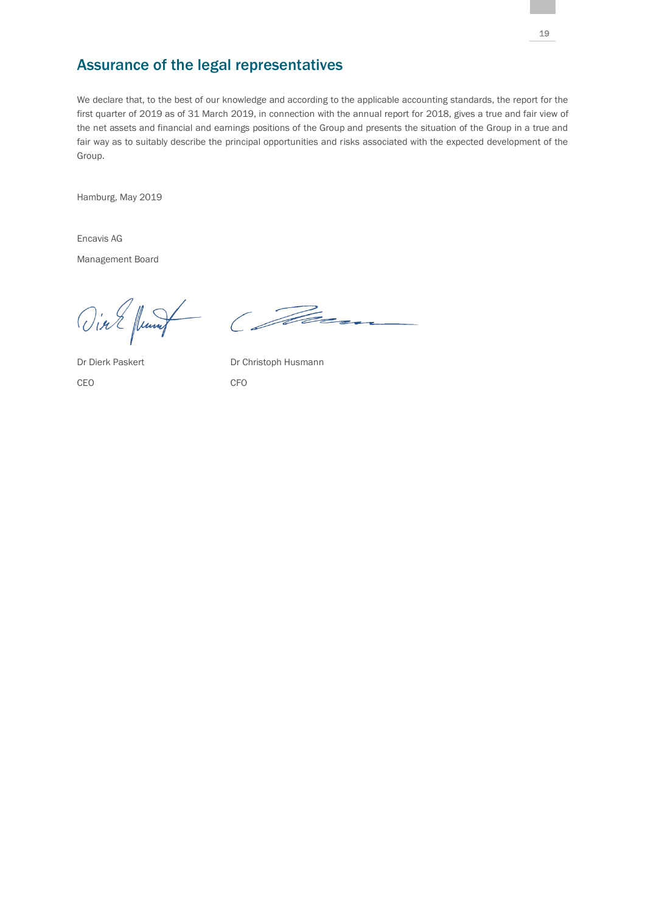## Assurance of the legal representatives

We declare that, to the best of our knowledge and according to the applicable accounting standards, the report for the first quarter of 2019 as of 31 March 2019, in connection with the annual report for 2018, gives a true and fair view of the net assets and financial and earnings positions of the Group and presents the situation of the Group in a true and fair way as to suitably describe the principal opportunities and risks associated with the expected development of the Group.

Hamburg, May 2019

Encavis AG

Management Board

| Dr Dierk Paskert | Dr Christoph Husmann |
|---|---|
| CEO | CFO |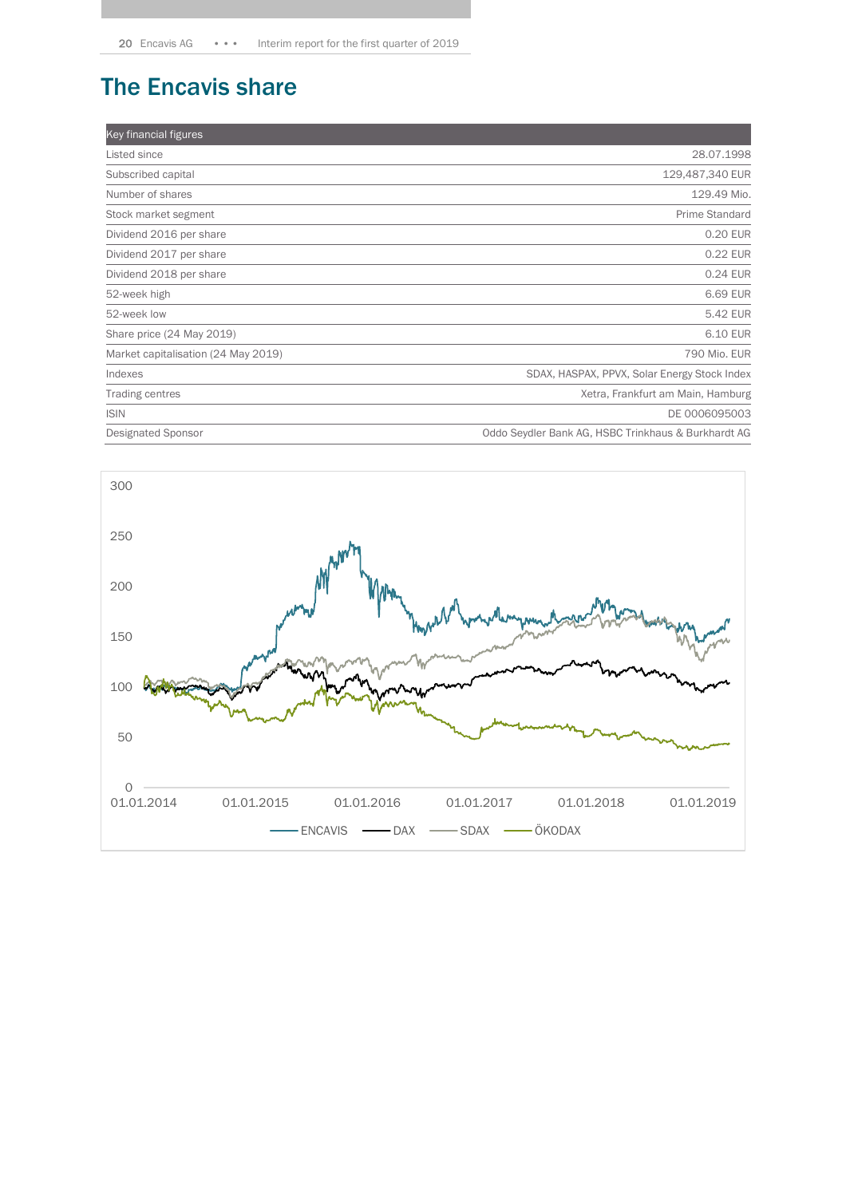# The Encavis share

| Key financial figures | |
|---|---|
| Listed since | 28.07.1998 |
| Subscribed capital | 129,487,340 EUR |
| Number of shares | 129.49 Mio. |
| Stock market segment | Prime Standard |
| Dividend 2016 per share | 0.20 EUR |
| Dividend 2017 per share | 0.22 EUR |
| Dividend 2018 per share | 0.24 EUR |
| 52-week high | 6.69 EUR |
| 52-week low | 5.42 EUR |
| Share price (24 May 2019) | 6.10 EUR |
| Market capitalisation (24 May 2019) | 790 Mio. EUR |
| Indexes | SDAX, HASPAX, PPVX, Solar Energy Stock Index |
| Trading centres | Xetra, Frankfurt am Main, Hamburg |
| ISIN | DE 0006095003 |
| Designated Sponsor | Oddo Seydler Bank AG, HSBC Trinkhaus & Burkhardt AG |

300

250

200

150

100

50

0

01.01.2014 01.01.2015 01.01.2016 01.01.2017 01.01.2018 01.01.2019

ENCAVIS DAX SDAX ÖKODAX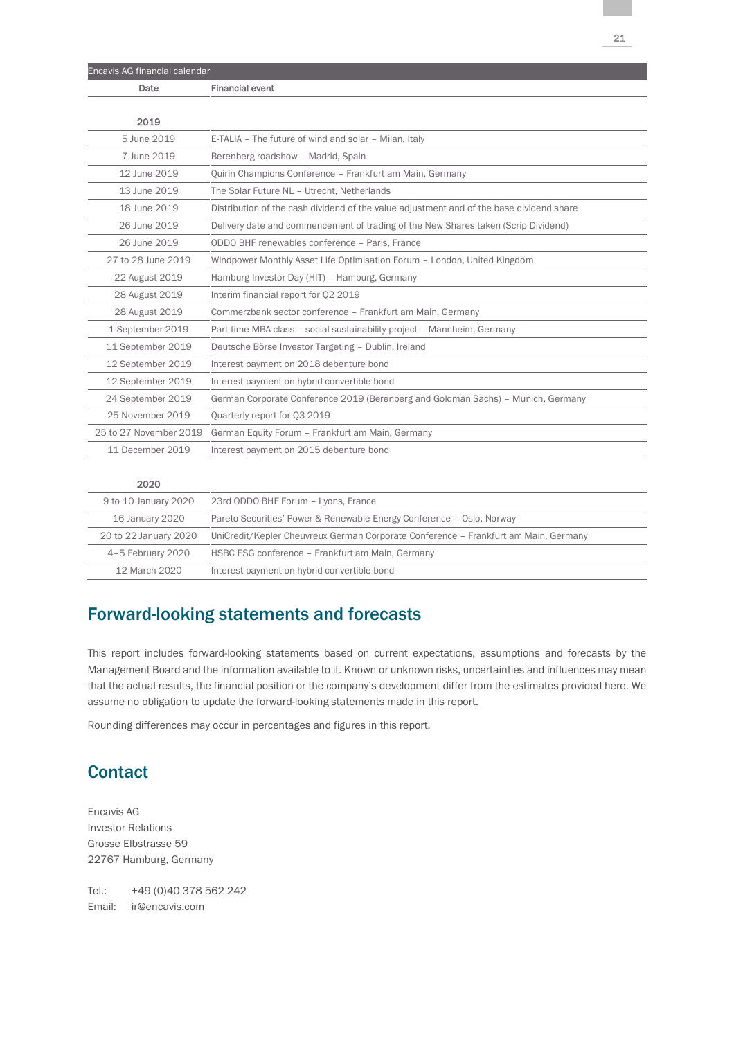| Encavis AG financial calendar | |
|---|---|
| **Date** | **Financial event** |
| **2019** | |
| 5 June 2019 | E-TALIA – The future of wind and solar – Milan, Italy |
| 7 June 2019 | Berenberg roadshow – Madrid, Spain |
| 12 June 2019 | Quirin Champions Conference – Frankfurt am Main, Germany |
| 13 June 2019 | The Solar Future NL – Utrecht, Netherlands |
| 18 June 2019 | Distribution of the cash dividend of the value adjustment and of the base dividend share |
| 26 June 2019 | Delivery date and commencement of trading of the New Shares taken (Scrip Dividend) |
| 26 June 2019 | ODDO BHF renewables conference – Paris, France |
| 27 to 28 June 2019 | Windpower Monthly Asset Life Optimisation Forum – London, United Kingdom |
| 22 August 2019 | Hamburg Investor Day (HIT) – Hamburg, Germany |
| 28 August 2019 | Interim financial report for Q2 2019 |
| 28 August 2019 | Commerzbank sector conference – Frankfurt am Main, Germany |
| 1 September 2019 | Part-time MBA class – social sustainability project – Mannheim, Germany |
| 11 September 2019 | Deutsche Börse Investor Targeting – Dublin, Ireland |
| 12 September 2019 | Interest payment on 2018 debenture bond |
| 12 September 2019 | Interest payment on hybrid convertible bond |
| 24 September 2019 | German Corporate Conference 2019 (Berenberg and Goldman Sachs) – Munich, Germany |
| 25 November 2019 | Quarterly report for Q3 2019 |
| 25 to 27 November 2019 | German Equity Forum – Frankfurt am Main, Germany |
| 11 December 2019 | Interest payment on 2015 debenture bond |
| **2020** | |
| 9 to 10 January 2020 | 23rd ODDO BHF Forum – Lyons, France |
| 16 January 2020 | Pareto Securities' Power & Renewable Energy Conference – Oslo, Norway |
| 20 to 22 January 2020 | UniCredit/Kepler Cheuvreux German Corporate Conference – Frankfurt am Main, Germany |
| 4–5 February 2020 | HSBC ESG conference – Frankfurt am Main, Germany |
| 12 March 2020 | Interest payment on hybrid convertible bond |

## Forward-looking statements and forecasts

This report includes forward-looking statements based on current expectations, assumptions and forecasts by the Management Board and the information available to it. Known or unknown risks, uncertainties and influences may mean that the actual results, the financial position or the company's development differ from the estimates provided here. We assume no obligation to update the forward-looking statements made in this report.

Rounding differences may occur in percentages and figures in this report.

## Contact

Encavis AG
Investor Relations
Grosse Elbstrasse 59
22767 Hamburg, Germany

Tel.: +49 (0)40 378 562 242
Email: ir@encavis.com